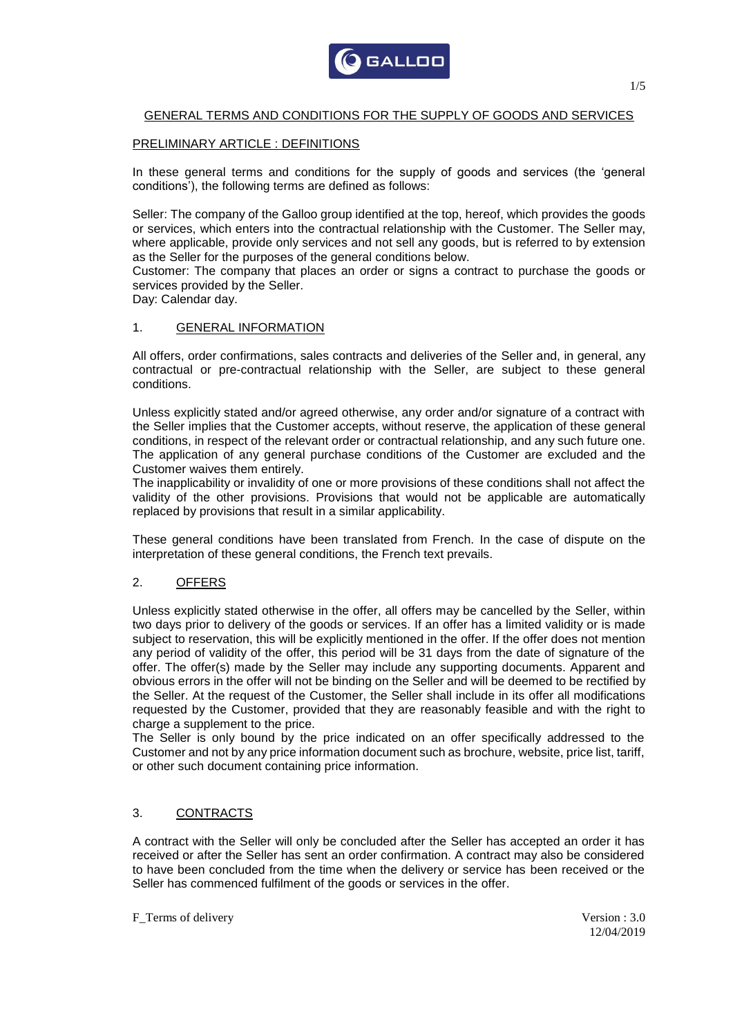# GENERAL TERMS AND CONDITIONS FOR THE SUPPLY OF GOODS AND SERVICES

## PRELIMINARY ARTICLE : DEFINITIONS

In these general terms and conditions for the supply of goods and services (the 'general conditions'), the following terms are defined as follows:

Seller: The company of the Galloo group identified at the top, hereof, which provides the goods or services, which enters into the contractual relationship with the Customer. The Seller may, where applicable, provide only services and not sell any goods, but is referred to by extension as the Seller for the purposes of the general conditions below.
Customer: The company that places an order or signs a contract to purchase the goods or services provided by the Seller.
Day: Calendar day.

## 1. GENERAL INFORMATION

All offers, order confirmations, sales contracts and deliveries of the Seller and, in general, any contractual or pre-contractual relationship with the Seller, are subject to these general conditions.

Unless explicitly stated and/or agreed otherwise, any order and/or signature of a contract with the Seller implies that the Customer accepts, without reserve, the application of these general conditions, in respect of the relevant order or contractual relationship, and any such future one. The application of any general purchase conditions of the Customer are excluded and the Customer waives them entirely.
The inapplicability or invalidity of one or more provisions of these conditions shall not affect the validity of the other provisions. Provisions that would not be applicable are automatically replaced by provisions that result in a similar applicability.

These general conditions have been translated from French. In the case of dispute on the interpretation of these general conditions, the French text prevails.

## 2. OFFERS

Unless explicitly stated otherwise in the offer, all offers may be cancelled by the Seller, within two days prior to delivery of the goods or services. If an offer has a limited validity or is made subject to reservation, this will be explicitly mentioned in the offer. If the offer does not mention any period of validity of the offer, this period will be 31 days from the date of signature of the offer. The offer(s) made by the Seller may include any supporting documents. Apparent and obvious errors in the offer will not be binding on the Seller and will be deemed to be rectified by the Seller. At the request of the Customer, the Seller shall include in its offer all modifications requested by the Customer, provided that they are reasonably feasible and with the right to charge a supplement to the price.
The Seller is only bound by the price indicated on an offer specifically addressed to the Customer and not by any price information document such as brochure, website, price list, tariff, or other such document containing price information.

## 3. CONTRACTS

A contract with the Seller will only be concluded after the Seller has accepted an order it has received or after the Seller has sent an order confirmation. A contract may also be considered to have been concluded from the time when the delivery or service has been received or the Seller has commenced fulfilment of the goods or services in the offer.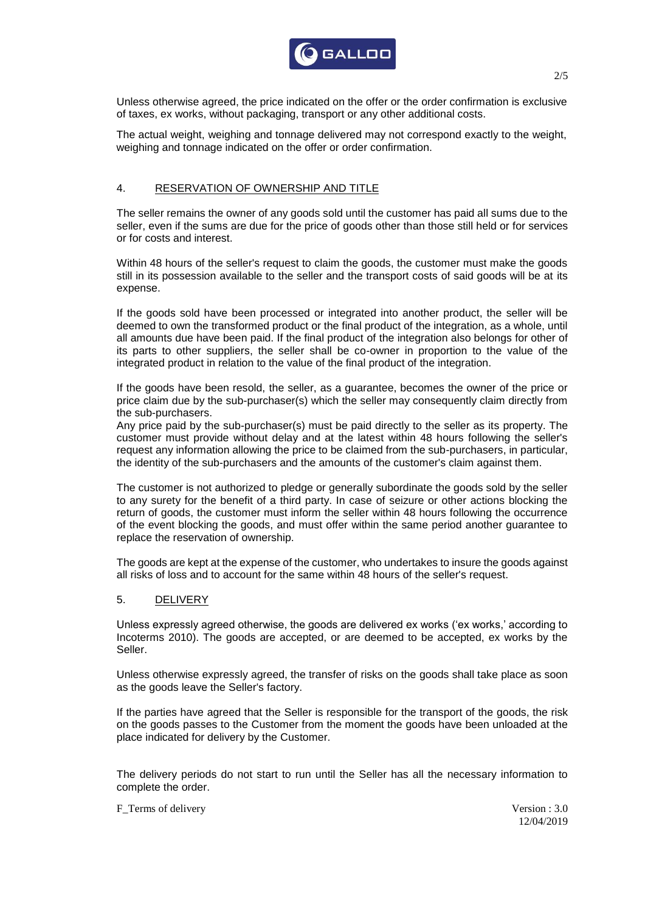Unless otherwise agreed, the price indicated on the offer or the order confirmation is exclusive of taxes, ex works, without packaging, transport or any other additional costs.

The actual weight, weighing and tonnage delivered may not correspond exactly to the weight, weighing and tonnage indicated on the offer or order confirmation.

## 4. RESERVATION OF OWNERSHIP AND TITLE

The seller remains the owner of any goods sold until the customer has paid all sums due to the seller, even if the sums are due for the price of goods other than those still held or for services or for costs and interest.

Within 48 hours of the seller's request to claim the goods, the customer must make the goods still in its possession available to the seller and the transport costs of said goods will be at its expense.

If the goods sold have been processed or integrated into another product, the seller will be deemed to own the transformed product or the final product of the integration, as a whole, until all amounts due have been paid. If the final product of the integration also belongs for other of its parts to other suppliers, the seller shall be co-owner in proportion to the value of the integrated product in relation to the value of the final product of the integration.

If the goods have been resold, the seller, as a guarantee, becomes the owner of the price or price claim due by the sub-purchaser(s) which the seller may consequently claim directly from the sub-purchasers.
Any price paid by the sub-purchaser(s) must be paid directly to the seller as its property. The customer must provide without delay and at the latest within 48 hours following the seller's request any information allowing the price to be claimed from the sub-purchasers, in particular, the identity of the sub-purchasers and the amounts of the customer's claim against them.

The customer is not authorized to pledge or generally subordinate the goods sold by the seller to any surety for the benefit of a third party. In case of seizure or other actions blocking the return of goods, the customer must inform the seller within 48 hours following the occurrence of the event blocking the goods, and must offer within the same period another guarantee to replace the reservation of ownership.

The goods are kept at the expense of the customer, who undertakes to insure the goods against all risks of loss and to account for the same within 48 hours of the seller's request.

## 5. DELIVERY

Unless expressly agreed otherwise, the goods are delivered ex works ('ex works,' according to Incoterms 2010). The goods are accepted, or are deemed to be accepted, ex works by the Seller.

Unless otherwise expressly agreed, the transfer of risks on the goods shall take place as soon as the goods leave the Seller's factory.

If the parties have agreed that the Seller is responsible for the transport of the goods, the risk on the goods passes to the Customer from the moment the goods have been unloaded at the place indicated for delivery by the Customer.

The delivery periods do not start to run until the Seller has all the necessary information to complete the order.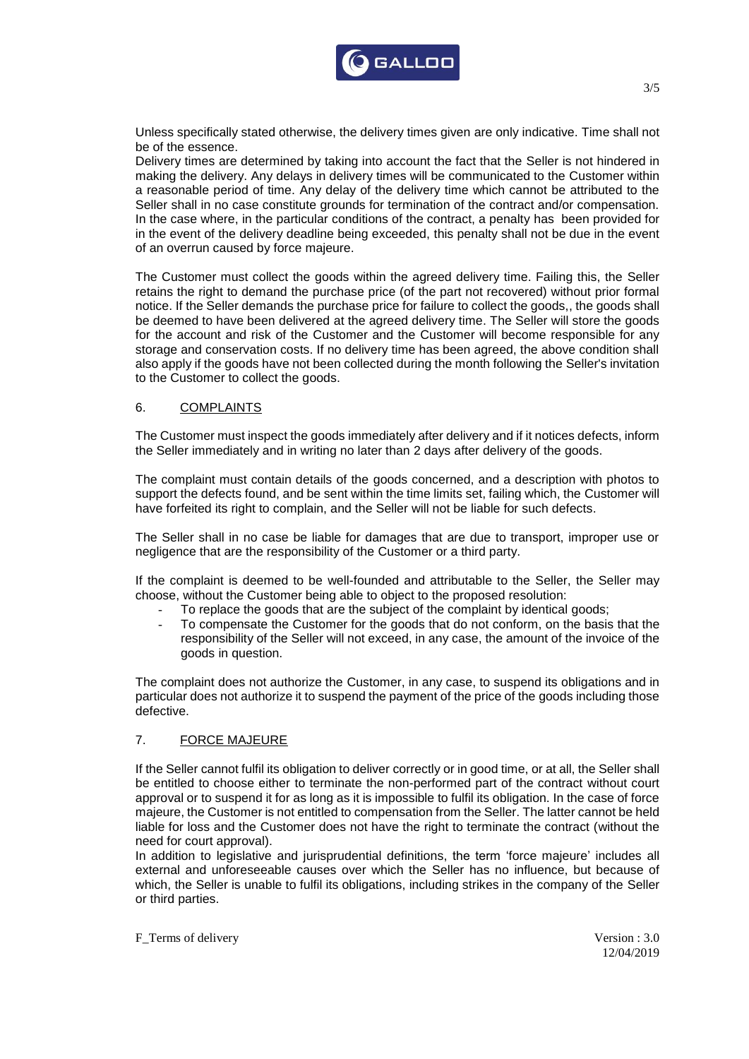Unless specifically stated otherwise, the delivery times given are only indicative. Time shall not be of the essence.
Delivery times are determined by taking into account the fact that the Seller is not hindered in making the delivery. Any delays in delivery times will be communicated to the Customer within a reasonable period of time. Any delay of the delivery time which cannot be attributed to the Seller shall in no case constitute grounds for termination of the contract and/or compensation. In the case where, in the particular conditions of the contract, a penalty has been provided for in the event of the delivery deadline being exceeded, this penalty shall not be due in the event of an overrun caused by force majeure.

The Customer must collect the goods within the agreed delivery time. Failing this, the Seller retains the right to demand the purchase price (of the part not recovered) without prior formal notice. If the Seller demands the purchase price for failure to collect the goods,, the goods shall be deemed to have been delivered at the agreed delivery time. The Seller will store the goods for the account and risk of the Customer and the Customer will become responsible for any storage and conservation costs. If no delivery time has been agreed, the above condition shall also apply if the goods have not been collected during the month following the Seller's invitation to the Customer to collect the goods.

## 6. COMPLAINTS

The Customer must inspect the goods immediately after delivery and if it notices defects, inform the Seller immediately and in writing no later than 2 days after delivery of the goods.

The complaint must contain details of the goods concerned, and a description with photos to support the defects found, and be sent within the time limits set, failing which, the Customer will have forfeited its right to complain, and the Seller will not be liable for such defects.

The Seller shall in no case be liable for damages that are due to transport, improper use or negligence that are the responsibility of the Customer or a third party.

If the complaint is deemed to be well-founded and attributable to the Seller, the Seller may choose, without the Customer being able to object to the proposed resolution:

- To replace the goods that are the subject of the complaint by identical goods;
- To compensate the Customer for the goods that do not conform, on the basis that the responsibility of the Seller will not exceed, in any case, the amount of the invoice of the goods in question.

The complaint does not authorize the Customer, in any case, to suspend its obligations and in particular does not authorize it to suspend the payment of the price of the goods including those defective.

## 7. FORCE MAJEURE

If the Seller cannot fulfil its obligation to deliver correctly or in good time, or at all, the Seller shall be entitled to choose either to terminate the non-performed part of the contract without court approval or to suspend it for as long as it is impossible to fulfil its obligation. In the case of force majeure, the Customer is not entitled to compensation from the Seller. The latter cannot be held liable for loss and the Customer does not have the right to terminate the contract (without the need for court approval).
In addition to legislative and jurisprudential definitions, the term 'force majeure' includes all external and unforeseeable causes over which the Seller has no influence, but because of which, the Seller is unable to fulfil its obligations, including strikes in the company of the Seller or third parties.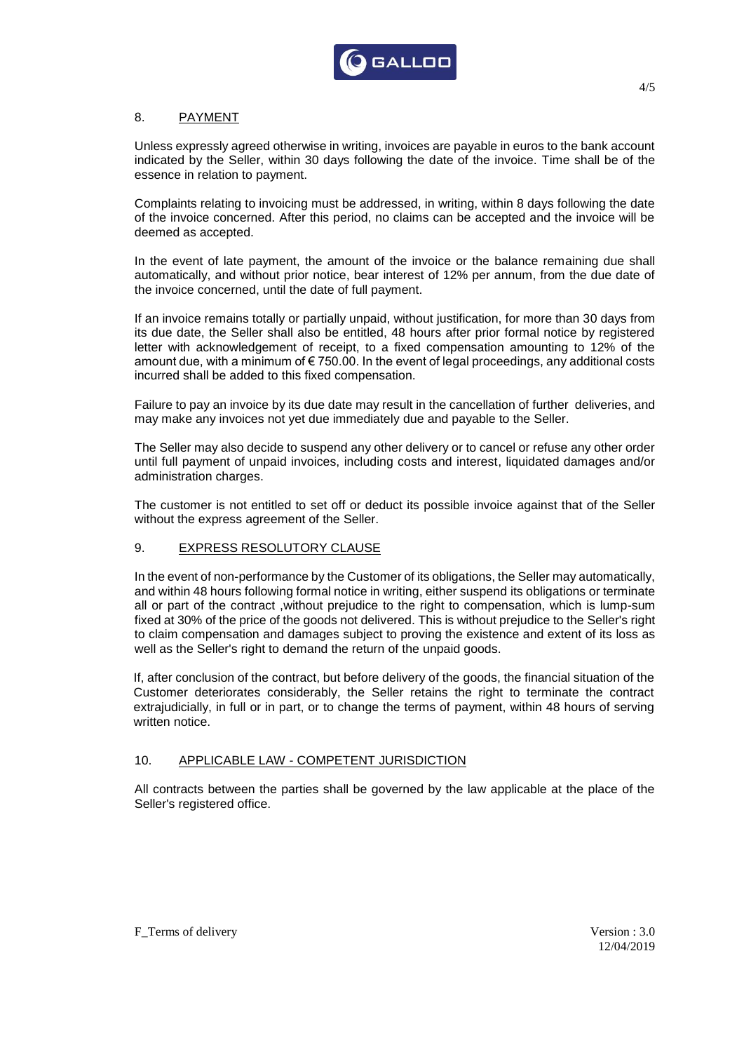## 8. PAYMENT

Unless expressly agreed otherwise in writing, invoices are payable in euros to the bank account indicated by the Seller, within 30 days following the date of the invoice. Time shall be of the essence in relation to payment.

Complaints relating to invoicing must be addressed, in writing, within 8 days following the date of the invoice concerned. After this period, no claims can be accepted and the invoice will be deemed as accepted.

In the event of late payment, the amount of the invoice or the balance remaining due shall automatically, and without prior notice, bear interest of 12% per annum, from the due date of the invoice concerned, until the date of full payment.

If an invoice remains totally or partially unpaid, without justification, for more than 30 days from its due date, the Seller shall also be entitled, 48 hours after prior formal notice by registered letter with acknowledgement of receipt, to a fixed compensation amounting to 12% of the amount due, with a minimum of € 750.00. In the event of legal proceedings, any additional costs incurred shall be added to this fixed compensation.

Failure to pay an invoice by its due date may result in the cancellation of further deliveries, and may make any invoices not yet due immediately due and payable to the Seller.

The Seller may also decide to suspend any other delivery or to cancel or refuse any other order until full payment of unpaid invoices, including costs and interest, liquidated damages and/or administration charges.

The customer is not entitled to set off or deduct its possible invoice against that of the Seller without the express agreement of the Seller.

## 9. EXPRESS RESOLUTORY CLAUSE

In the event of non-performance by the Customer of its obligations, the Seller may automatically, and within 48 hours following formal notice in writing, either suspend its obligations or terminate all or part of the contract ,without prejudice to the right to compensation, which is lump-sum fixed at 30% of the price of the goods not delivered. This is without prejudice to the Seller's right to claim compensation and damages subject to proving the existence and extent of its loss as well as the Seller's right to demand the return of the unpaid goods.

If, after conclusion of the contract, but before delivery of the goods, the financial situation of the Customer deteriorates considerably, the Seller retains the right to terminate the contract extrajudicially, in full or in part, or to change the terms of payment, within 48 hours of serving written notice.

## 10. APPLICABLE LAW - COMPETENT JURISDICTION

All contracts between the parties shall be governed by the law applicable at the place of the Seller's registered office.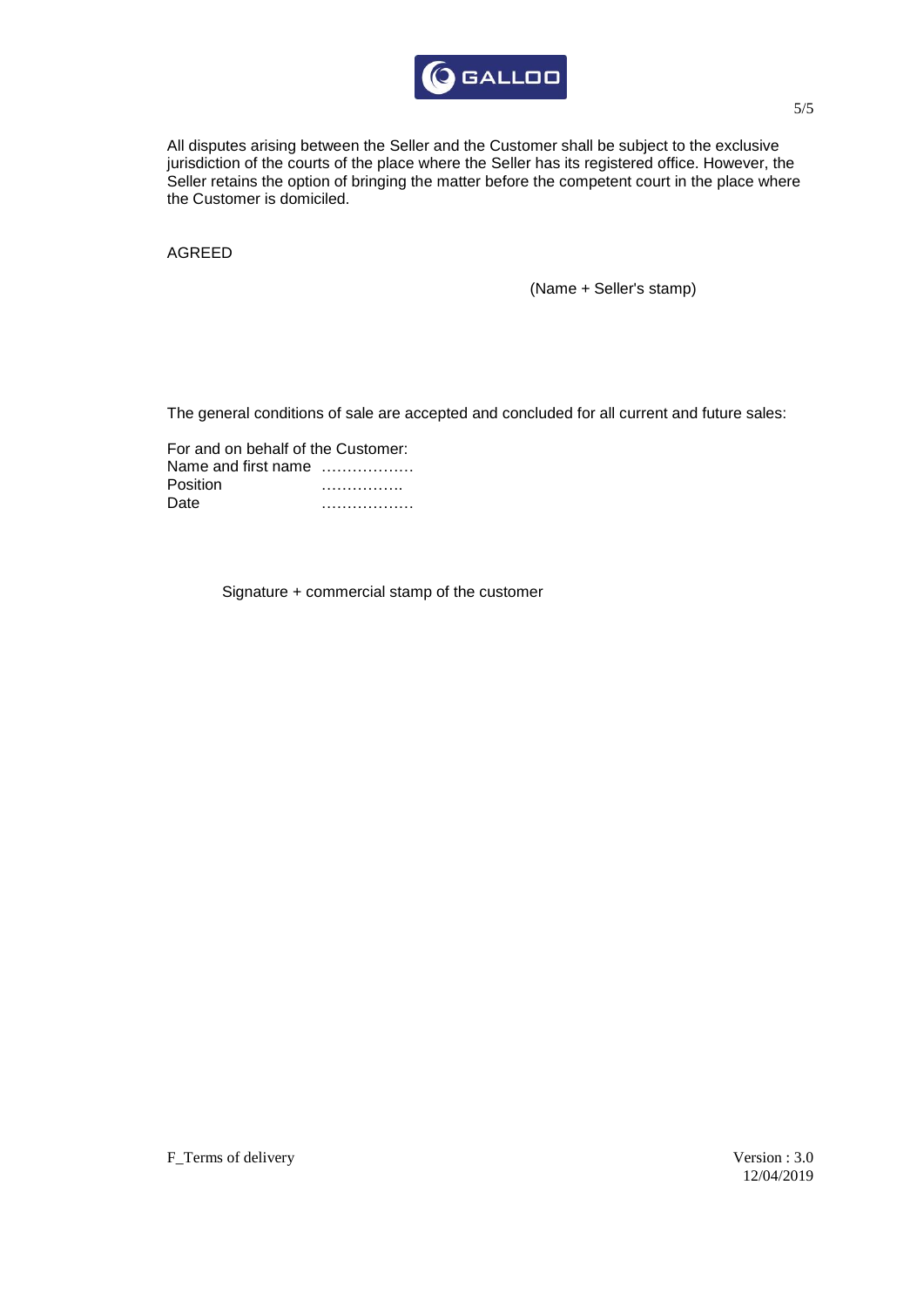All disputes arising between the Seller and the Customer shall be subject to the exclusive jurisdiction of the courts of the place where the Seller has its registered office. However, the Seller retains the option of bringing the matter before the competent court in the place where the Customer is domiciled.

AGREED

(Name + Seller's stamp)

The general conditions of sale are accepted and concluded for all current and future sales:

For and on behalf of the Customer:
Name and first name ………………
Position …………….
Date ………………

Signature + commercial stamp of the customer